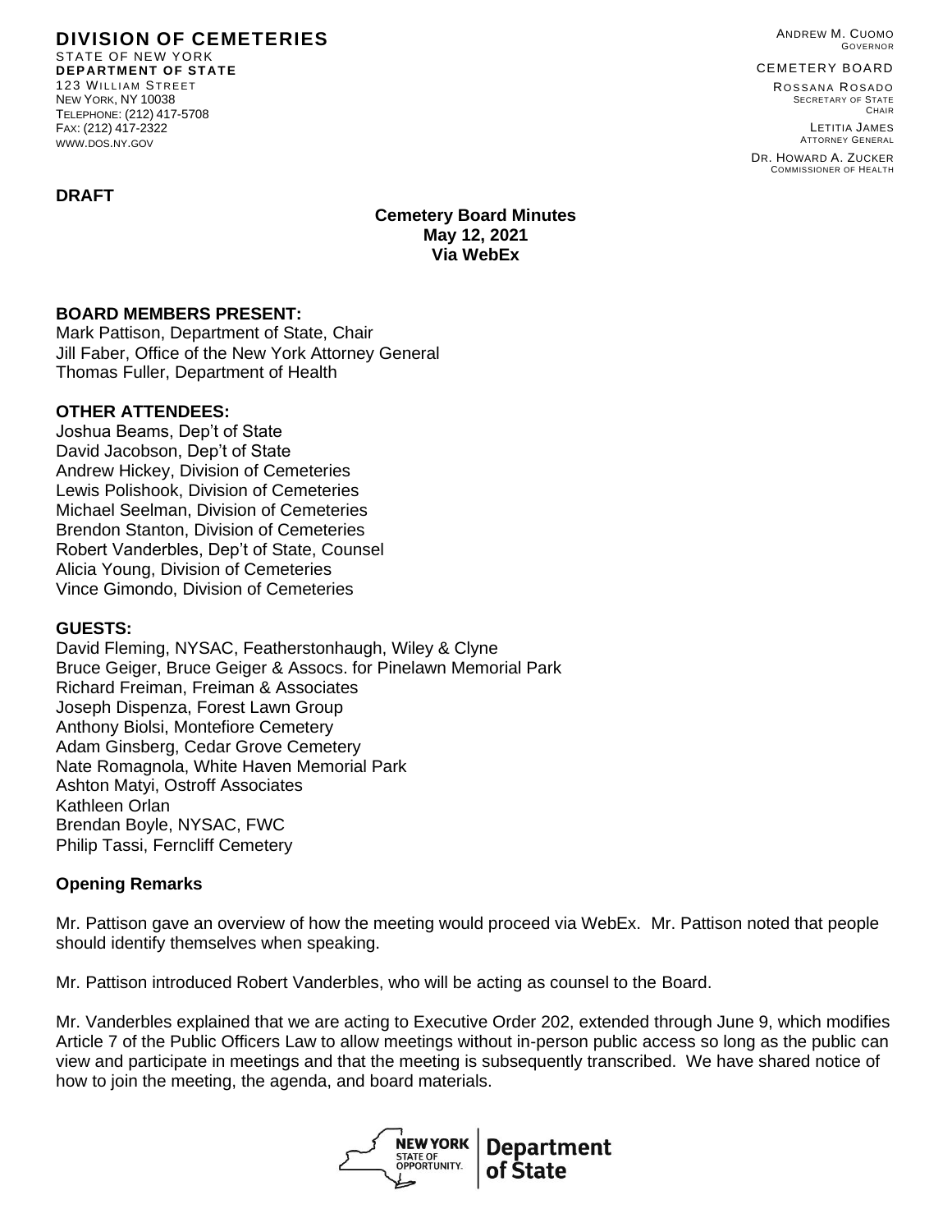**DIVISION OF CEMETERIES**
STATE OF NEW YORK
**DEPARTMENT OF STATE**
123 WILLIAM STREET
NEW YORK, NY 10038
TELEPHONE: (212) 417-5708
FAX: (212) 417-2322
WWW.DOS.NY.GOV

ANDREW M. CUOMO
GOVERNOR

CEMETERY BOARD

ROSSANA ROSADO
SECRETARY OF STATE
CHAIR

LETITIA JAMES
ATTORNEY GENERAL

DR. HOWARD A. ZUCKER
COMMISSIONER OF HEALTH

**DRAFT**

**Cemetery Board Minutes**
**May 12, 2021**
**Via WebEx**

**BOARD MEMBERS PRESENT:**
Mark Pattison, Department of State, Chair
Jill Faber, Office of the New York Attorney General
Thomas Fuller, Department of Health

**OTHER ATTENDEES:**
Joshua Beams, Dep't of State
David Jacobson, Dep't of State
Andrew Hickey, Division of Cemeteries
Lewis Polishook, Division of Cemeteries
Michael Seelman, Division of Cemeteries
Brendon Stanton, Division of Cemeteries
Robert Vanderbles, Dep't of State, Counsel
Alicia Young, Division of Cemeteries
Vince Gimondo, Division of Cemeteries

**GUESTS:**
David Fleming, NYSAC, Featherstonhaugh, Wiley & Clyne
Bruce Geiger, Bruce Geiger & Assocs. for Pinelawn Memorial Park
Richard Freiman, Freiman & Associates
Joseph Dispenza, Forest Lawn Group
Anthony Biolsi, Montefiore Cemetery
Adam Ginsberg, Cedar Grove Cemetery
Nate Romagnola, White Haven Memorial Park
Ashton Matyi, Ostroff Associates
Kathleen Orlan
Brendan Boyle, NYSAC, FWC
Philip Tassi, Ferncliff Cemetery

**Opening Remarks**

Mr. Pattison gave an overview of how the meeting would proceed via WebEx. Mr. Pattison noted that people should identify themselves when speaking.

Mr. Pattison introduced Robert Vanderbles, who will be acting as counsel to the Board.

Mr. Vanderbles explained that we are acting to Executive Order 202, extended through June 9, which modifies Article 7 of the Public Officers Law to allow meetings without in-person public access so long as the public can view and participate in meetings and that the meeting is subsequently transcribed. We have shared notice of how to join the meeting, the agenda, and board materials.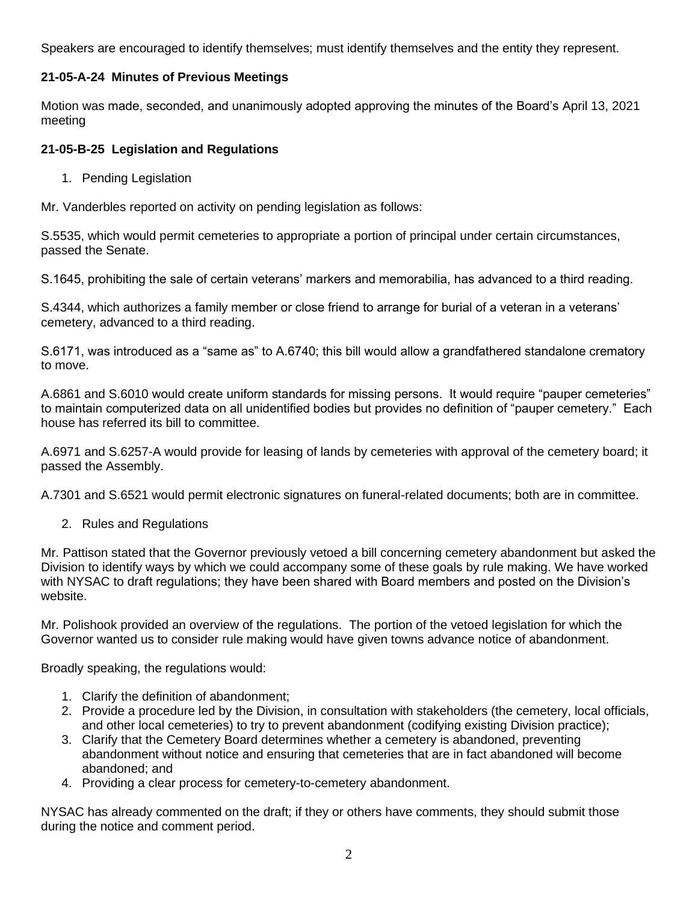Speakers are encouraged to identify themselves; must identify themselves and the entity they represent.

### 21-05-A-24 Minutes of Previous Meetings

Motion was made, seconded, and unanimously adopted approving the minutes of the Board's April 13, 2021 meeting

### 21-05-B-25 Legislation and Regulations

1. Pending Legislation

Mr. Vanderbles reported on activity on pending legislation as follows:

S.5535, which would permit cemeteries to appropriate a portion of principal under certain circumstances, passed the Senate.

S.1645, prohibiting the sale of certain veterans' markers and memorabilia, has advanced to a third reading.

S.4344, which authorizes a family member or close friend to arrange for burial of a veteran in a veterans' cemetery, advanced to a third reading.

S.6171, was introduced as a "same as" to A.6740; this bill would allow a grandfathered standalone crematory to move.

A.6861 and S.6010 would create uniform standards for missing persons. It would require "pauper cemeteries" to maintain computerized data on all unidentified bodies but provides no definition of "pauper cemetery." Each house has referred its bill to committee.

A.6971 and S.6257-A would provide for leasing of lands by cemeteries with approval of the cemetery board; it passed the Assembly.

A.7301 and S.6521 would permit electronic signatures on funeral-related documents; both are in committee.

2. Rules and Regulations

Mr. Pattison stated that the Governor previously vetoed a bill concerning cemetery abandonment but asked the Division to identify ways by which we could accompany some of these goals by rule making. We have worked with NYSAC to draft regulations; they have been shared with Board members and posted on the Division's website.

Mr. Polishook provided an overview of the regulations. The portion of the vetoed legislation for which the Governor wanted us to consider rule making would have given towns advance notice of abandonment.

Broadly speaking, the regulations would:

1. Clarify the definition of abandonment;
2. Provide a procedure led by the Division, in consultation with stakeholders (the cemetery, local officials, and other local cemeteries) to try to prevent abandonment (codifying existing Division practice);
3. Clarify that the Cemetery Board determines whether a cemetery is abandoned, preventing abandonment without notice and ensuring that cemeteries that are in fact abandoned will become abandoned; and
4. Providing a clear process for cemetery-to-cemetery abandonment.

NYSAC has already commented on the draft; if they or others have comments, they should submit those during the notice and comment period.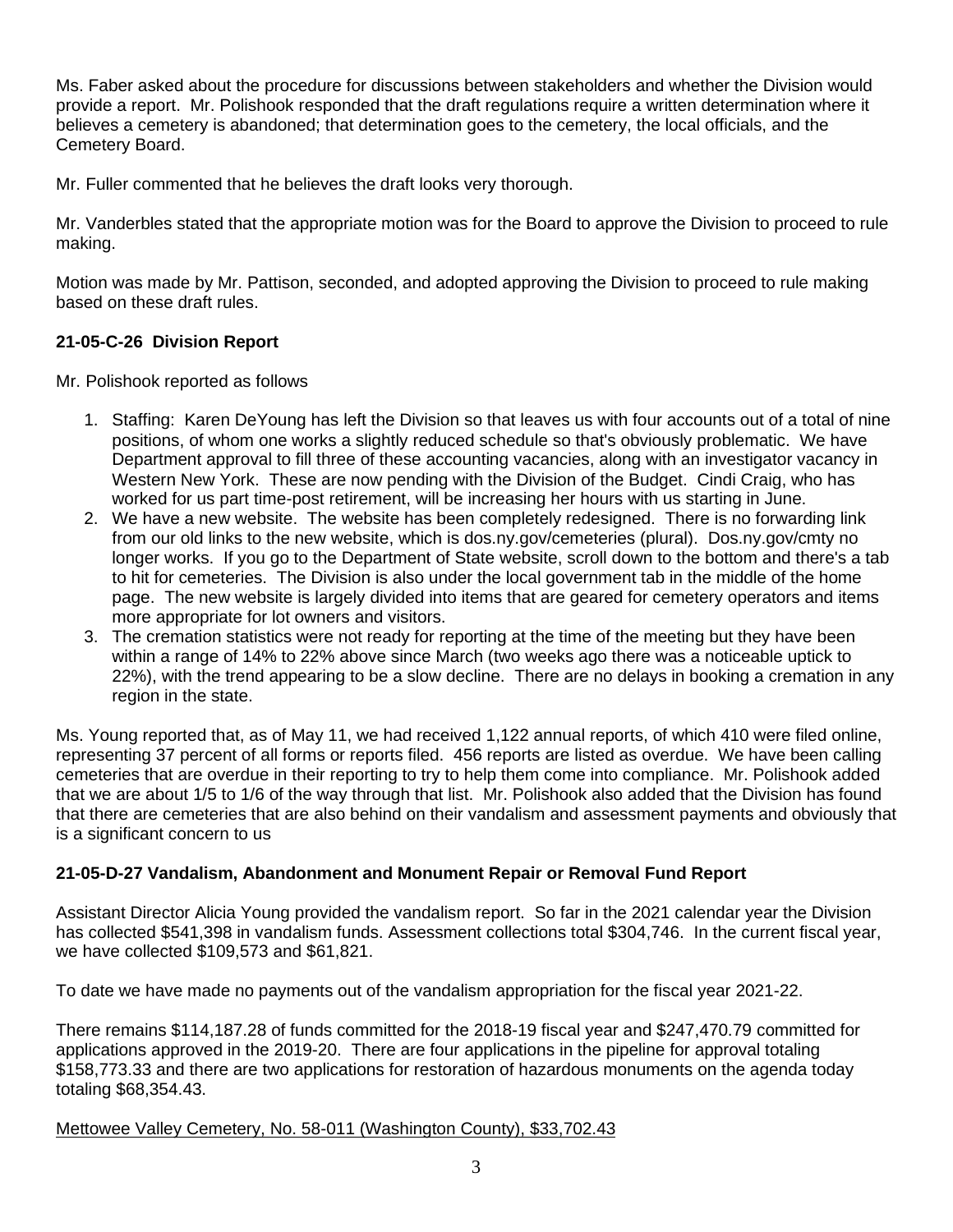Ms. Faber asked about the procedure for discussions between stakeholders and whether the Division would provide a report. Mr. Polishook responded that the draft regulations require a written determination where it believes a cemetery is abandoned; that determination goes to the cemetery, the local officials, and the Cemetery Board.

Mr. Fuller commented that he believes the draft looks very thorough.

Mr. Vanderbles stated that the appropriate motion was for the Board to approve the Division to proceed to rule making.

Motion was made by Mr. Pattison, seconded, and adopted approving the Division to proceed to rule making based on these draft rules.

**21-05-C-26 Division Report**

Mr. Polishook reported as follows

1. Staffing: Karen DeYoung has left the Division so that leaves us with four accounts out of a total of nine positions, of whom one works a slightly reduced schedule so that's obviously problematic. We have Department approval to fill three of these accounting vacancies, along with an investigator vacancy in Western New York. These are now pending with the Division of the Budget. Cindi Craig, who has worked for us part time-post retirement, will be increasing her hours with us starting in June.
2. We have a new website. The website has been completely redesigned. There is no forwarding link from our old links to the new website, which is dos.ny.gov/cemeteries (plural). Dos.ny.gov/cmty no longer works. If you go to the Department of State website, scroll down to the bottom and there's a tab to hit for cemeteries. The Division is also under the local government tab in the middle of the home page. The new website is largely divided into items that are geared for cemetery operators and items more appropriate for lot owners and visitors.
3. The cremation statistics were not ready for reporting at the time of the meeting but they have been within a range of 14% to 22% above since March (two weeks ago there was a noticeable uptick to 22%), with the trend appearing to be a slow decline. There are no delays in booking a cremation in any region in the state.

Ms. Young reported that, as of May 11, we had received 1,122 annual reports, of which 410 were filed online, representing 37 percent of all forms or reports filed. 456 reports are listed as overdue. We have been calling cemeteries that are overdue in their reporting to try to help them come into compliance. Mr. Polishook added that we are about 1/5 to 1/6 of the way through that list. Mr. Polishook also added that the Division has found that there are cemeteries that are also behind on their vandalism and assessment payments and obviously that is a significant concern to us

**21-05-D-27 Vandalism, Abandonment and Monument Repair or Removal Fund Report**

Assistant Director Alicia Young provided the vandalism report. So far in the 2021 calendar year the Division has collected $541,398 in vandalism funds. Assessment collections total $304,746. In the current fiscal year, we have collected $109,573 and $61,821.

To date we have made no payments out of the vandalism appropriation for the fiscal year 2021-22.

There remains $114,187.28 of funds committed for the 2018-19 fiscal year and $247,470.79 committed for applications approved in the 2019-20. There are four applications in the pipeline for approval totaling $158,773.33 and there are two applications for restoration of hazardous monuments on the agenda today totaling $68,354.43.

<u>Mettowee Valley Cemetery, No. 58-011 (Washington County), $33,702.43</u>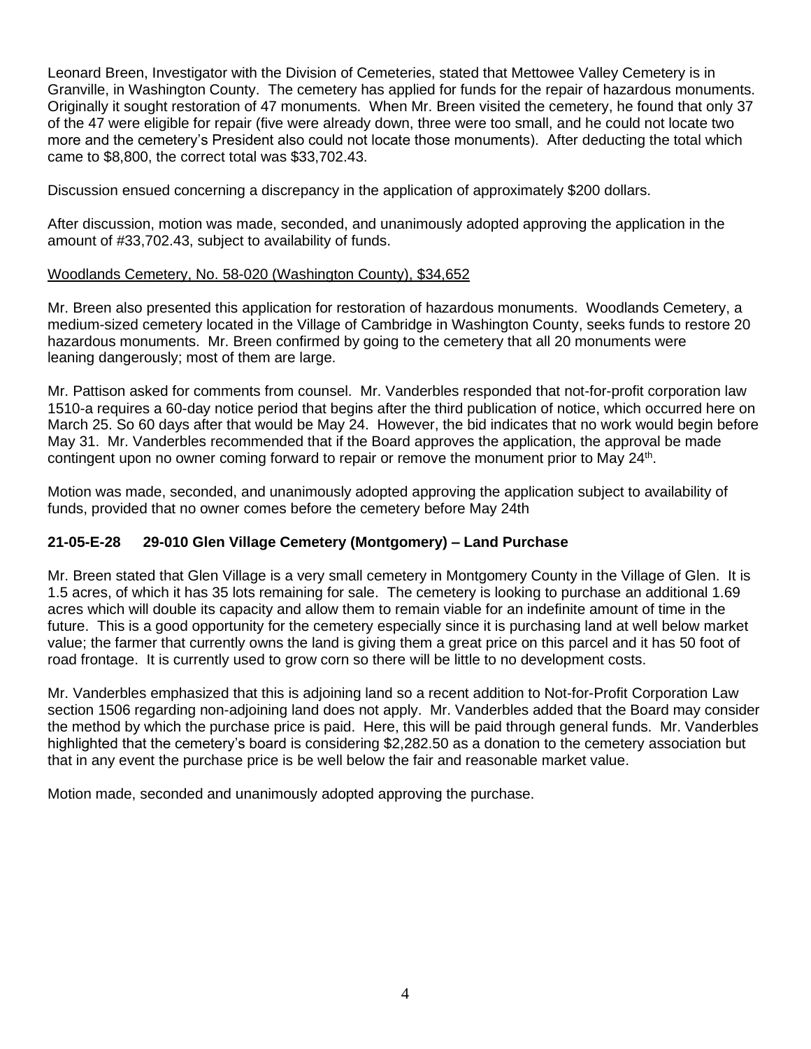Leonard Breen, Investigator with the Division of Cemeteries, stated that Mettowee Valley Cemetery is in Granville, in Washington County. The cemetery has applied for funds for the repair of hazardous monuments. Originally it sought restoration of 47 monuments. When Mr. Breen visited the cemetery, he found that only 37 of the 47 were eligible for repair (five were already down, three were too small, and he could not locate two more and the cemetery's President also could not locate those monuments). After deducting the total which came to $8,800, the correct total was $33,702.43.

Discussion ensued concerning a discrepancy in the application of approximately $200 dollars.

After discussion, motion was made, seconded, and unanimously adopted approving the application in the amount of #33,702.43, subject to availability of funds.

Woodlands Cemetery, No. 58-020 (Washington County), $34,652

Mr. Breen also presented this application for restoration of hazardous monuments. Woodlands Cemetery, a medium-sized cemetery located in the Village of Cambridge in Washington County, seeks funds to restore 20 hazardous monuments. Mr. Breen confirmed by going to the cemetery that all 20 monuments were leaning dangerously; most of them are large.

Mr. Pattison asked for comments from counsel. Mr. Vanderbles responded that not-for-profit corporation law 1510-a requires a 60-day notice period that begins after the third publication of notice, which occurred here on March 25. So 60 days after that would be May 24. However, the bid indicates that no work would begin before May 31. Mr. Vanderbles recommended that if the Board approves the application, the approval be made contingent upon no owner coming forward to repair or remove the monument prior to May 24th.

Motion was made, seconded, and unanimously adopted approving the application subject to availability of funds, provided that no owner comes before the cemetery before May 24th

### 21-05-E-28 29-010 Glen Village Cemetery (Montgomery) – Land Purchase

Mr. Breen stated that Glen Village is a very small cemetery in Montgomery County in the Village of Glen. It is 1.5 acres, of which it has 35 lots remaining for sale. The cemetery is looking to purchase an additional 1.69 acres which will double its capacity and allow them to remain viable for an indefinite amount of time in the future. This is a good opportunity for the cemetery especially since it is purchasing land at well below market value; the farmer that currently owns the land is giving them a great price on this parcel and it has 50 foot of road frontage. It is currently used to grow corn so there will be little to no development costs.

Mr. Vanderbles emphasized that this is adjoining land so a recent addition to Not-for-Profit Corporation Law section 1506 regarding non-adjoining land does not apply. Mr. Vanderbles added that the Board may consider the method by which the purchase price is paid. Here, this will be paid through general funds. Mr. Vanderbles highlighted that the cemetery's board is considering $2,282.50 as a donation to the cemetery association but that in any event the purchase price is be well below the fair and reasonable market value.

Motion made, seconded and unanimously adopted approving the purchase.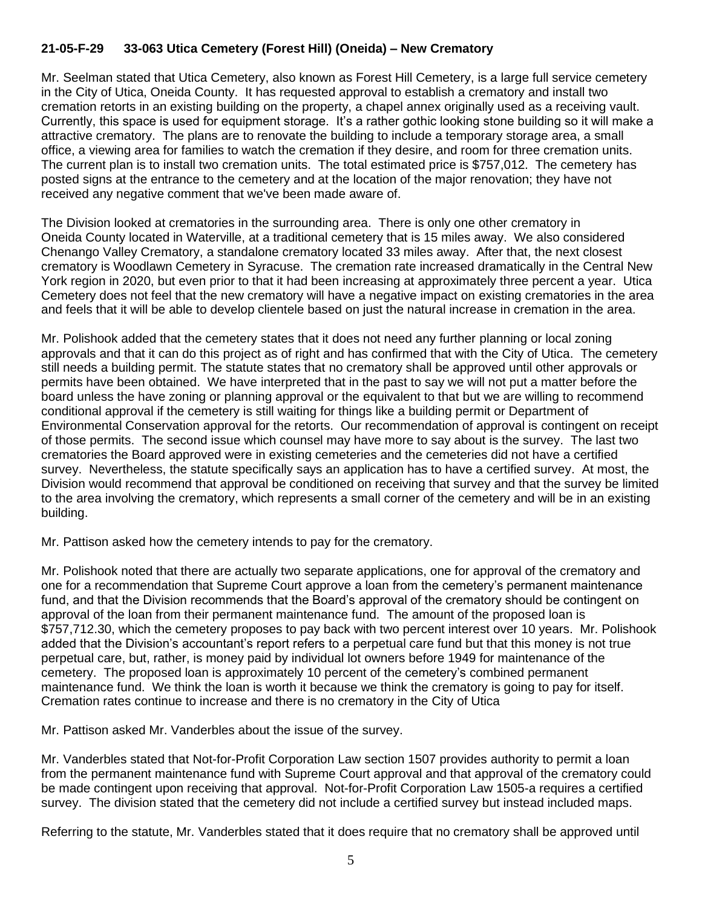**21-05-F-29 33-063 Utica Cemetery (Forest Hill) (Oneida) – New Crematory**

Mr. Seelman stated that Utica Cemetery, also known as Forest Hill Cemetery, is a large full service cemetery in the City of Utica, Oneida County. It has requested approval to establish a crematory and install two cremation retorts in an existing building on the property, a chapel annex originally used as a receiving vault. Currently, this space is used for equipment storage. It's a rather gothic looking stone building so it will make a attractive crematory. The plans are to renovate the building to include a temporary storage area, a small office, a viewing area for families to watch the cremation if they desire, and room for three cremation units. The current plan is to install two cremation units. The total estimated price is $757,012. The cemetery has posted signs at the entrance to the cemetery and at the location of the major renovation; they have not received any negative comment that we've been made aware of.

The Division looked at crematories in the surrounding area. There is only one other crematory in Oneida County located in Waterville, at a traditional cemetery that is 15 miles away. We also considered Chenango Valley Crematory, a standalone crematory located 33 miles away. After that, the next closest crematory is Woodlawn Cemetery in Syracuse. The cremation rate increased dramatically in the Central New York region in 2020, but even prior to that it had been increasing at approximately three percent a year. Utica Cemetery does not feel that the new crematory will have a negative impact on existing crematories in the area and feels that it will be able to develop clientele based on just the natural increase in cremation in the area.

Mr. Polishook added that the cemetery states that it does not need any further planning or local zoning approvals and that it can do this project as of right and has confirmed that with the City of Utica. The cemetery still needs a building permit. The statute states that no crematory shall be approved until other approvals or permits have been obtained. We have interpreted that in the past to say we will not put a matter before the board unless the have zoning or planning approval or the equivalent to that but we are willing to recommend conditional approval if the cemetery is still waiting for things like a building permit or Department of Environmental Conservation approval for the retorts. Our recommendation of approval is contingent on receipt of those permits. The second issue which counsel may have more to say about is the survey. The last two crematories the Board approved were in existing cemeteries and the cemeteries did not have a certified survey. Nevertheless, the statute specifically says an application has to have a certified survey. At most, the Division would recommend that approval be conditioned on receiving that survey and that the survey be limited to the area involving the crematory, which represents a small corner of the cemetery and will be in an existing building.

Mr. Pattison asked how the cemetery intends to pay for the crematory.

Mr. Polishook noted that there are actually two separate applications, one for approval of the crematory and one for a recommendation that Supreme Court approve a loan from the cemetery's permanent maintenance fund, and that the Division recommends that the Board's approval of the crematory should be contingent on approval of the loan from their permanent maintenance fund. The amount of the proposed loan is $757,712.30, which the cemetery proposes to pay back with two percent interest over 10 years. Mr. Polishook added that the Division's accountant's report refers to a perpetual care fund but that this money is not true perpetual care, but, rather, is money paid by individual lot owners before 1949 for maintenance of the cemetery. The proposed loan is approximately 10 percent of the cemetery's combined permanent maintenance fund. We think the loan is worth it because we think the crematory is going to pay for itself. Cremation rates continue to increase and there is no crematory in the City of Utica

Mr. Pattison asked Mr. Vanderbles about the issue of the survey.

Mr. Vanderbles stated that Not-for-Profit Corporation Law section 1507 provides authority to permit a loan from the permanent maintenance fund with Supreme Court approval and that approval of the crematory could be made contingent upon receiving that approval. Not-for-Profit Corporation Law 1505-a requires a certified survey. The division stated that the cemetery did not include a certified survey but instead included maps.

Referring to the statute, Mr. Vanderbles stated that it does require that no crematory shall be approved until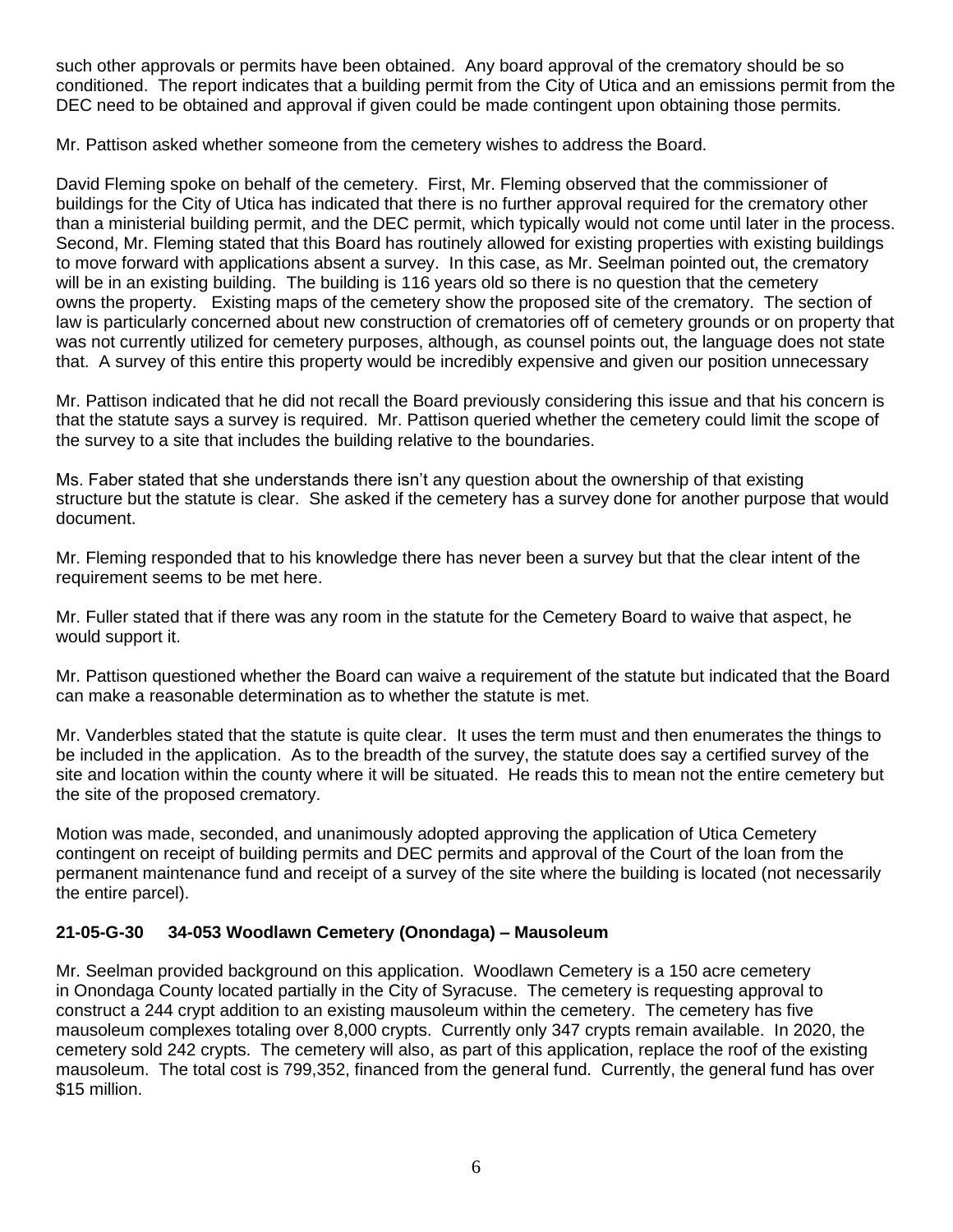such other approvals or permits have been obtained. Any board approval of the crematory should be so conditioned. The report indicates that a building permit from the City of Utica and an emissions permit from the DEC need to be obtained and approval if given could be made contingent upon obtaining those permits.

Mr. Pattison asked whether someone from the cemetery wishes to address the Board.

David Fleming spoke on behalf of the cemetery. First, Mr. Fleming observed that the commissioner of buildings for the City of Utica has indicated that there is no further approval required for the crematory other than a ministerial building permit, and the DEC permit, which typically would not come until later in the process. Second, Mr. Fleming stated that this Board has routinely allowed for existing properties with existing buildings to move forward with applications absent a survey. In this case, as Mr. Seelman pointed out, the crematory will be in an existing building. The building is 116 years old so there is no question that the cemetery owns the property. Existing maps of the cemetery show the proposed site of the crematory. The section of law is particularly concerned about new construction of crematories off of cemetery grounds or on property that was not currently utilized for cemetery purposes, although, as counsel points out, the language does not state that. A survey of this entire this property would be incredibly expensive and given our position unnecessary

Mr. Pattison indicated that he did not recall the Board previously considering this issue and that his concern is that the statute says a survey is required. Mr. Pattison queried whether the cemetery could limit the scope of the survey to a site that includes the building relative to the boundaries.

Ms. Faber stated that she understands there isn't any question about the ownership of that existing structure but the statute is clear. She asked if the cemetery has a survey done for another purpose that would document.

Mr. Fleming responded that to his knowledge there has never been a survey but that the clear intent of the requirement seems to be met here.

Mr. Fuller stated that if there was any room in the statute for the Cemetery Board to waive that aspect, he would support it.

Mr. Pattison questioned whether the Board can waive a requirement of the statute but indicated that the Board can make a reasonable determination as to whether the statute is met.

Mr. Vanderbles stated that the statute is quite clear. It uses the term must and then enumerates the things to be included in the application. As to the breadth of the survey, the statute does say a certified survey of the site and location within the county where it will be situated. He reads this to mean not the entire cemetery but the site of the proposed crematory.

Motion was made, seconded, and unanimously adopted approving the application of Utica Cemetery contingent on receipt of building permits and DEC permits and approval of the Court of the loan from the permanent maintenance fund and receipt of a survey of the site where the building is located (not necessarily the entire parcel).

### 21-05-G-30 34-053 Woodlawn Cemetery (Onondaga) – Mausoleum

Mr. Seelman provided background on this application. Woodlawn Cemetery is a 150 acre cemetery in Onondaga County located partially in the City of Syracuse. The cemetery is requesting approval to construct a 244 crypt addition to an existing mausoleum within the cemetery. The cemetery has five mausoleum complexes totaling over 8,000 crypts. Currently only 347 crypts remain available. In 2020, the cemetery sold 242 crypts. The cemetery will also, as part of this application, replace the roof of the existing mausoleum. The total cost is 799,352, financed from the general fund. Currently, the general fund has over $15 million.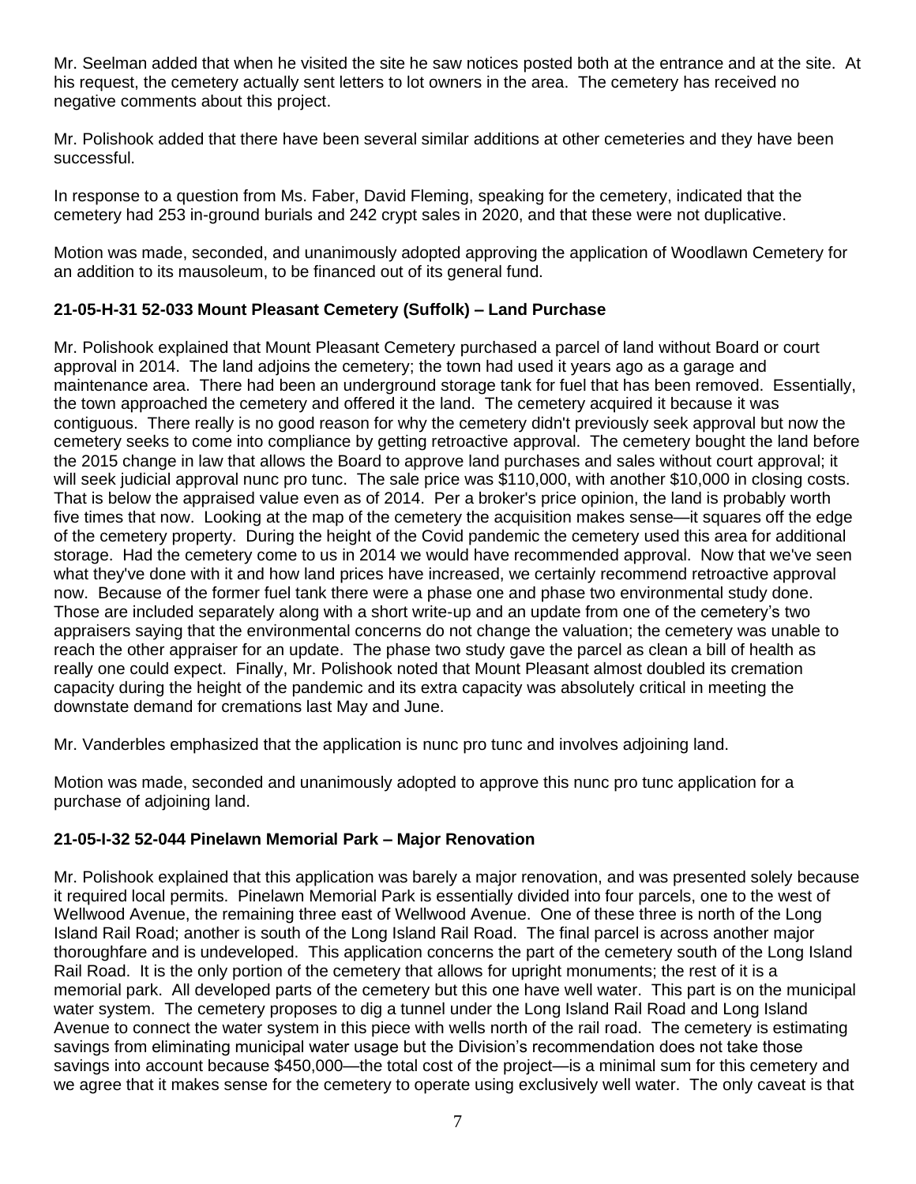Mr. Seelman added that when he visited the site he saw notices posted both at the entrance and at the site. At his request, the cemetery actually sent letters to lot owners in the area. The cemetery has received no negative comments about this project.

Mr. Polishook added that there have been several similar additions at other cemeteries and they have been successful.

In response to a question from Ms. Faber, David Fleming, speaking for the cemetery, indicated that the cemetery had 253 in-ground burials and 242 crypt sales in 2020, and that these were not duplicative.

Motion was made, seconded, and unanimously adopted approving the application of Woodlawn Cemetery for an addition to its mausoleum, to be financed out of its general fund.

### 21-05-H-31 52-033 Mount Pleasant Cemetery (Suffolk) – Land Purchase

Mr. Polishook explained that Mount Pleasant Cemetery purchased a parcel of land without Board or court approval in 2014. The land adjoins the cemetery; the town had used it years ago as a garage and maintenance area. There had been an underground storage tank for fuel that has been removed. Essentially, the town approached the cemetery and offered it the land. The cemetery acquired it because it was contiguous. There really is no good reason for why the cemetery didn't previously seek approval but now the cemetery seeks to come into compliance by getting retroactive approval. The cemetery bought the land before the 2015 change in law that allows the Board to approve land purchases and sales without court approval; it will seek judicial approval nunc pro tunc. The sale price was $110,000, with another $10,000 in closing costs. That is below the appraised value even as of 2014. Per a broker's price opinion, the land is probably worth five times that now. Looking at the map of the cemetery the acquisition makes sense—it squares off the edge of the cemetery property. During the height of the Covid pandemic the cemetery used this area for additional storage. Had the cemetery come to us in 2014 we would have recommended approval. Now that we've seen what they've done with it and how land prices have increased, we certainly recommend retroactive approval now. Because of the former fuel tank there were a phase one and phase two environmental study done. Those are included separately along with a short write-up and an update from one of the cemetery's two appraisers saying that the environmental concerns do not change the valuation; the cemetery was unable to reach the other appraiser for an update. The phase two study gave the parcel as clean a bill of health as really one could expect. Finally, Mr. Polishook noted that Mount Pleasant almost doubled its cremation capacity during the height of the pandemic and its extra capacity was absolutely critical in meeting the downstate demand for cremations last May and June.

Mr. Vanderbles emphasized that the application is nunc pro tunc and involves adjoining land.

Motion was made, seconded and unanimously adopted to approve this nunc pro tunc application for a purchase of adjoining land.

### 21-05-I-32 52-044 Pinelawn Memorial Park – Major Renovation

Mr. Polishook explained that this application was barely a major renovation, and was presented solely because it required local permits. Pinelawn Memorial Park is essentially divided into four parcels, one to the west of Wellwood Avenue, the remaining three east of Wellwood Avenue. One of these three is north of the Long Island Rail Road; another is south of the Long Island Rail Road. The final parcel is across another major thoroughfare and is undeveloped. This application concerns the part of the cemetery south of the Long Island Rail Road. It is the only portion of the cemetery that allows for upright monuments; the rest of it is a memorial park. All developed parts of the cemetery but this one have well water. This part is on the municipal water system. The cemetery proposes to dig a tunnel under the Long Island Rail Road and Long Island Avenue to connect the water system in this piece with wells north of the rail road. The cemetery is estimating savings from eliminating municipal water usage but the Division's recommendation does not take those savings into account because $450,000—the total cost of the project—is a minimal sum for this cemetery and we agree that it makes sense for the cemetery to operate using exclusively well water. The only caveat is that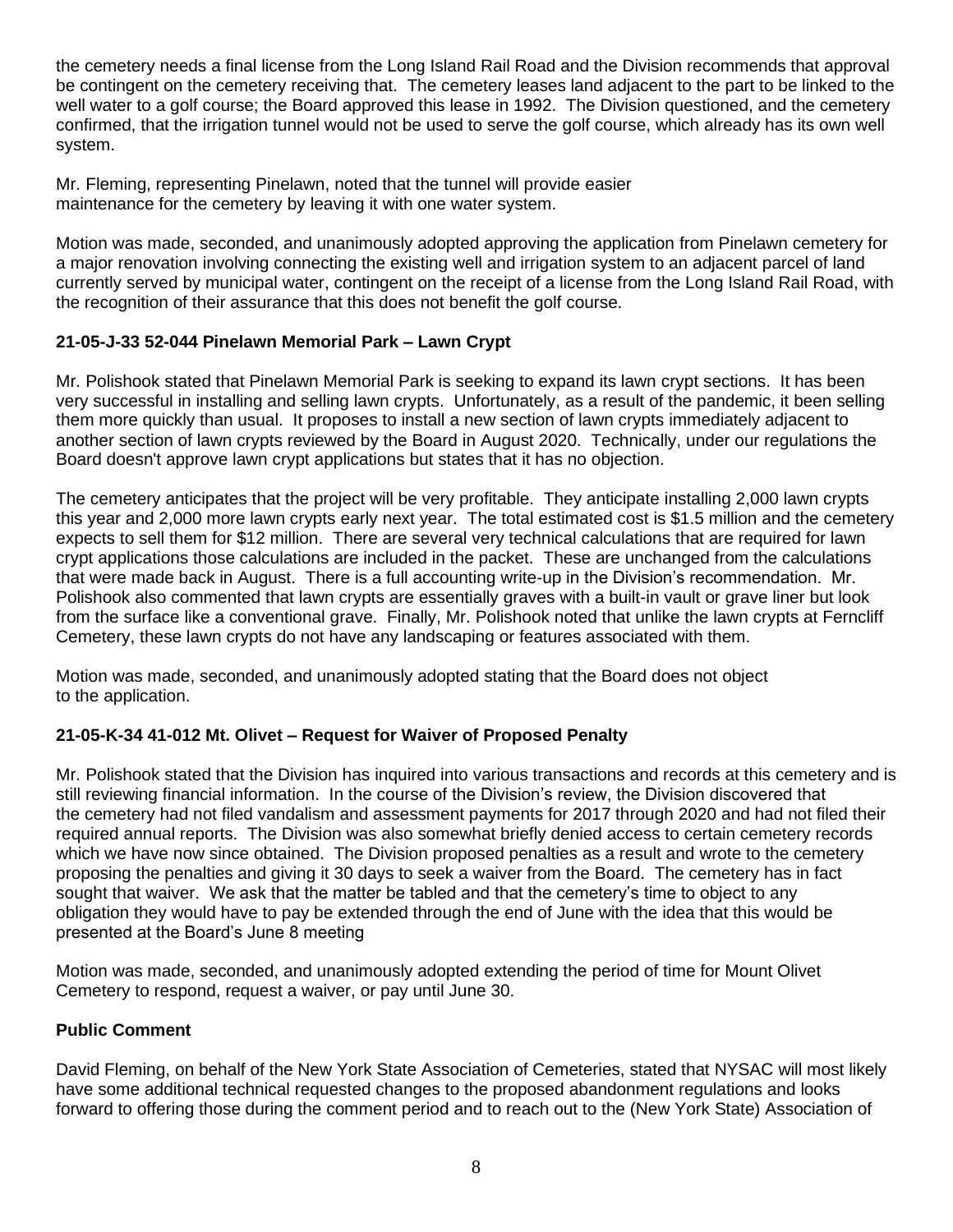the cemetery needs a final license from the Long Island Rail Road and the Division recommends that approval be contingent on the cemetery receiving that. The cemetery leases land adjacent to the part to be linked to the well water to a golf course; the Board approved this lease in 1992. The Division questioned, and the cemetery confirmed, that the irrigation tunnel would not be used to serve the golf course, which already has its own well system.

Mr. Fleming, representing Pinelawn, noted that the tunnel will provide easier maintenance for the cemetery by leaving it with one water system.

Motion was made, seconded, and unanimously adopted approving the application from Pinelawn cemetery for a major renovation involving connecting the existing well and irrigation system to an adjacent parcel of land currently served by municipal water, contingent on the receipt of a license from the Long Island Rail Road, with the recognition of their assurance that this does not benefit the golf course.

**21-05-J-33 52-044 Pinelawn Memorial Park – Lawn Crypt**

Mr. Polishook stated that Pinelawn Memorial Park is seeking to expand its lawn crypt sections. It has been very successful in installing and selling lawn crypts. Unfortunately, as a result of the pandemic, it been selling them more quickly than usual. It proposes to install a new section of lawn crypts immediately adjacent to another section of lawn crypts reviewed by the Board in August 2020. Technically, under our regulations the Board doesn't approve lawn crypt applications but states that it has no objection.

The cemetery anticipates that the project will be very profitable. They anticipate installing 2,000 lawn crypts this year and 2,000 more lawn crypts early next year. The total estimated cost is $1.5 million and the cemetery expects to sell them for $12 million. There are several very technical calculations that are required for lawn crypt applications those calculations are included in the packet. These are unchanged from the calculations that were made back in August. There is a full accounting write-up in the Division's recommendation. Mr. Polishook also commented that lawn crypts are essentially graves with a built-in vault or grave liner but look from the surface like a conventional grave. Finally, Mr. Polishook noted that unlike the lawn crypts at Ferncliff Cemetery, these lawn crypts do not have any landscaping or features associated with them.

Motion was made, seconded, and unanimously adopted stating that the Board does not object to the application.

**21-05-K-34 41-012 Mt. Olivet – Request for Waiver of Proposed Penalty**

Mr. Polishook stated that the Division has inquired into various transactions and records at this cemetery and is still reviewing financial information. In the course of the Division's review, the Division discovered that the cemetery had not filed vandalism and assessment payments for 2017 through 2020 and had not filed their required annual reports. The Division was also somewhat briefly denied access to certain cemetery records which we have now since obtained. The Division proposed penalties as a result and wrote to the cemetery proposing the penalties and giving it 30 days to seek a waiver from the Board. The cemetery has in fact sought that waiver. We ask that the matter be tabled and that the cemetery's time to object to any obligation they would have to pay be extended through the end of June with the idea that this would be presented at the Board's June 8 meeting

Motion was made, seconded, and unanimously adopted extending the period of time for Mount Olivet Cemetery to respond, request a waiver, or pay until June 30.

**Public Comment**

David Fleming, on behalf of the New York State Association of Cemeteries, stated that NYSAC will most likely have some additional technical requested changes to the proposed abandonment regulations and looks forward to offering those during the comment period and to reach out to the (New York State) Association of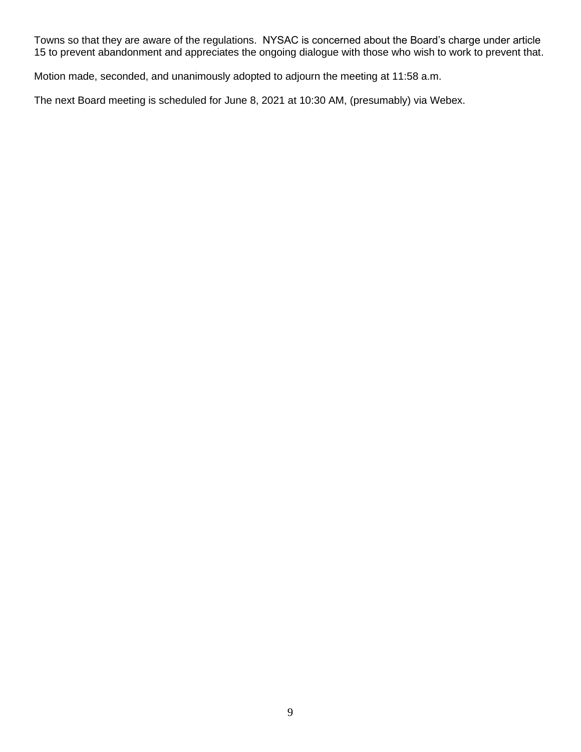Towns so that they are aware of the regulations. NYSAC is concerned about the Board's charge under article 15 to prevent abandonment and appreciates the ongoing dialogue with those who wish to work to prevent that.

Motion made, seconded, and unanimously adopted to adjourn the meeting at 11:58 a.m.

The next Board meeting is scheduled for June 8, 2021 at 10:30 AM, (presumably) via Webex.